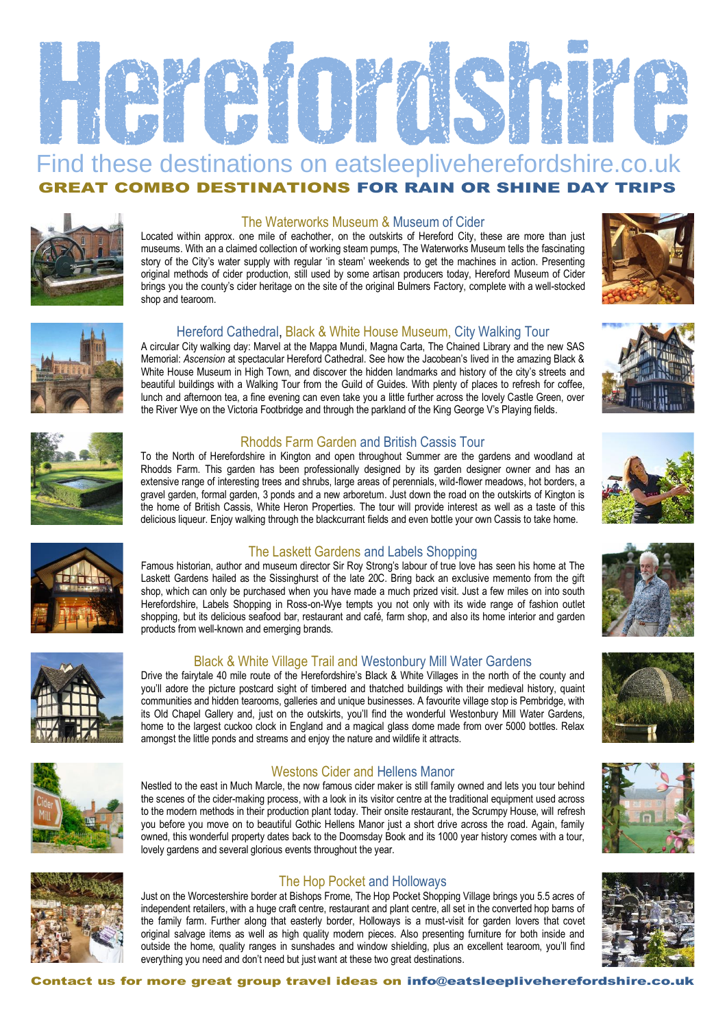# Herefordshire

Find these destinations on eatsleepliveherefordshire.co.uk

**GREAT COMBO DESTINATIONS FOR RAIN OR SHINE DAY TRIPS**

### The Waterworks Museum & Museum of Cider

Located within approx. one mile of eachother, on the outskirts of Hereford City, these are more than just museums. With an a claimed collection of working steam pumps, The Waterworks Museum tells the fascinating story of the City's water supply with regular 'in steam' weekends to get the machines in action. Presenting original methods of cider production, still used by some artisan producers today, Hereford Museum of Cider brings you the county's cider heritage on the site of the original Bulmers Factory, complete with a well-stocked shop and tearoom.

### Hereford Cathedral, Black & White House Museum, City Walking Tour

A circular City walking day: Marvel at the Mappa Mundi, Magna Carta, The Chained Library and the new SAS Memorial: *Ascension* at spectacular Hereford Cathedral. See how the Jacobean's lived in the amazing Black & White House Museum in High Town, and discover the hidden landmarks and history of the city's streets and beautiful buildings with a Walking Tour from the Guild of Guides. With plenty of places to refresh for coffee, lunch and afternoon tea, a fine evening can even take you a little further across the lovely Castle Green, over the River Wye on the Victoria Footbridge and through the parkland of the King George V's Playing fields.

### Rhodds Farm Garden and British Cassis Tour

To the North of Herefordshire in Kington and open throughout Summer are the gardens and woodland at Rhodds Farm. This garden has been professionally designed by its garden designer owner and has an extensive range of interesting trees and shrubs, large areas of perennials, wild-flower meadows, hot borders, a gravel garden, formal garden, 3 ponds and a new arboretum. Just down the road on the outskirts of Kington is the home of British Cassis, White Heron Properties. The tour will provide interest as well as a taste of this delicious liqueur. Enjoy walking through the blackcurrant fields and even bottle your own Cassis to take home.

### The Laskett Gardens and Labels Shopping

Famous historian, author and museum director Sir Roy Strong's labour of true love has seen his home at The Laskett Gardens hailed as the Sissinghurst of the late 20C. Bring back an exclusive memento from the gift shop, which can only be purchased when you have made a much prized visit. Just a few miles on into south Herefordshire, Labels Shopping in Ross-on-Wye tempts you not only with its wide range of fashion outlet shopping, but its delicious seafood bar, restaurant and café, farm shop, and also its home interior and garden products from well-known and emerging brands.

### Black & White Village Trail and Westonbury Mill Water Gardens

Drive the fairytale 40 mile route of the Herefordshire's Black & White Villages in the north of the county and you'll adore the picture postcard sight of timbered and thatched buildings with their medieval history, quaint communities and hidden tearooms, galleries and unique businesses. A favourite village stop is Pembridge, with its Old Chapel Gallery and, just on the outskirts, you'll find the wonderful Westonbury Mill Water Gardens, home to the largest cuckoo clock in England and a magical glass dome made from over 5000 bottles. Relax amongst the little ponds and streams and enjoy the nature and wildlife it attracts.

### Westons Cider and Hellens Manor

Nestled to the east in Much Marcle, the now famous cider maker is still family owned and lets you tour behind the scenes of the cider-making process, with a look in its visitor centre at the traditional equipment used across to the modern methods in their production plant today. Their onsite restaurant, the Scrumpy House, will refresh you before you move on to beautiful Gothic Hellens Manor just a short drive across the road. Again, family owned, this wonderful property dates back to the Doomsday Book and its 1000 year history comes with a tour, lovely gardens and several glorious events throughout the year.

### The Hop Pocket and Holloways

Just on the Worcestershire border at Bishops Frome, The Hop Pocket Shopping Village brings you 5.5 acres of independent retailers, with a huge craft centre, restaurant and plant centre, all set in the converted hop barns of the family farm. Further along that easterly border, Holloways is a must-visit for garden lovers that covet original salvage items as well as high quality modern pieces. Also presenting furniture for both inside and outside the home, quality ranges in sunshades and window shielding, plus an excellent tearoom, you'll find everything you need and don't need but just want at these two great destinations.

**Contact us for more great group travel ideas on info@eatsleepliveherefordshire.co.uk**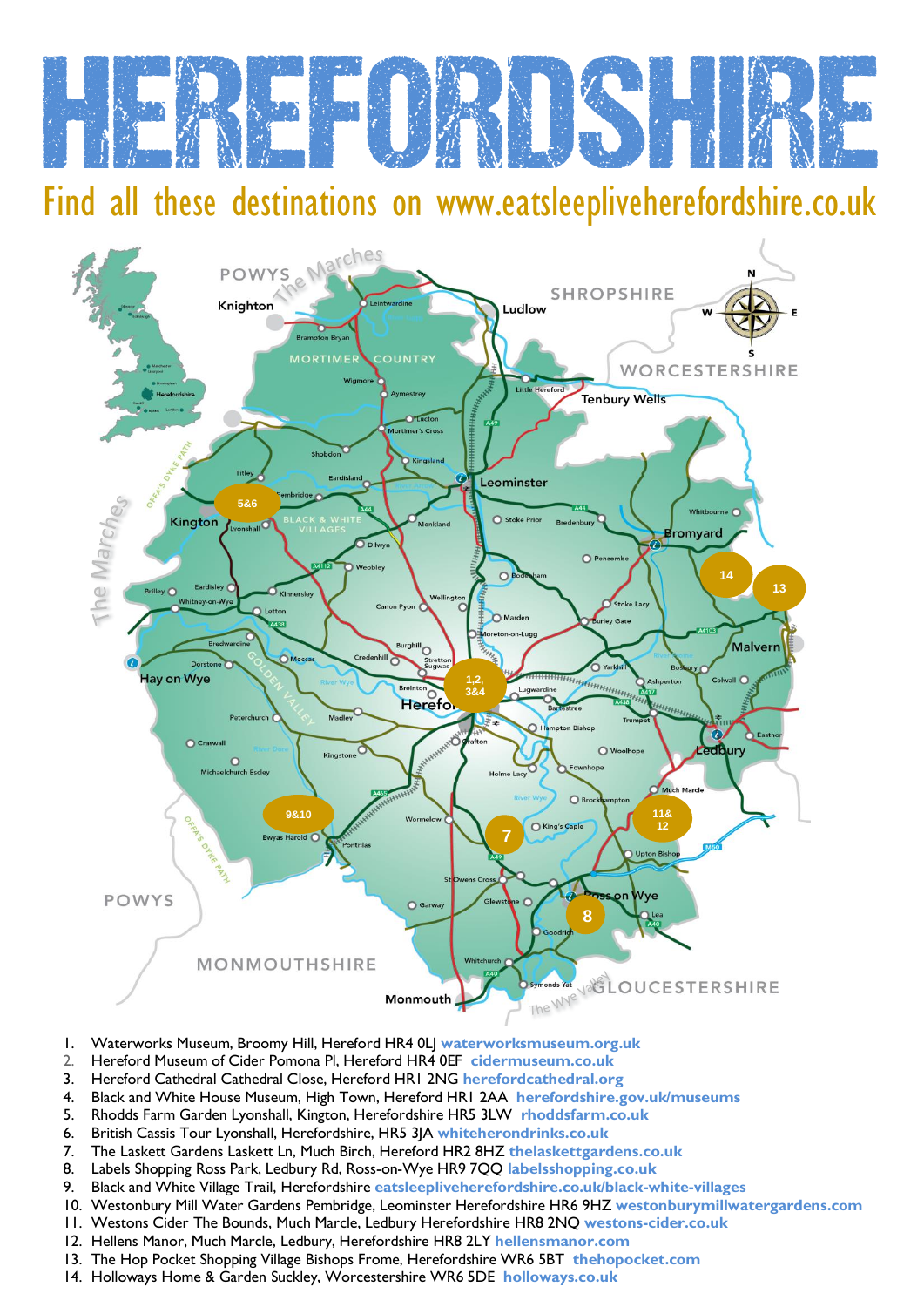# HEREFORDSHIRE

Find all these destinations on www.eatsleeplivehereforshire.co.uk

1. Waterworks Museum, Broomy Hill, Hereford HR4 0LJ **waterworksmuseum.org.uk**
2. Hereford Museum of Cider Pomona Pl, Hereford HR4 0EF **cidermuseum.co.uk**
3. Hereford Cathedral Cathedral Close, Hereford HR1 2NG **herefordcathedral.org**
4. Black and White House Museum, High Town, Hereford HR1 2AA **herefordshire.gov.uk/museums**
5. Rhodds Farm Garden Lyonshall, Kington, Herefordshire HR5 3LW **rhoddsfarm.co.uk**
6. British Cassis Tour Lyonshall, Herefordshire, HR5 3JA **whiteherondrinks.co.uk**
7. The Laskett Gardens Laskett Ln, Much Birch, Hereford HR2 8HZ **thelaskettgardens.co.uk**
8. Labels Shopping Ross Park, Ledbury Rd, Ross-on-Wye HR9 7QQ **labelsshopping.co.uk**
9. Black and White Village Trail, Herefordshire **eatsleeplivehereforshire.co.uk/black-white-villages**
10. Westonbury Mill Water Gardens Pembridge, Leominster Herefordshire HR6 9HZ **westonburymillwatergardens.com**
11. Westons Cider The Bounds, Much Marcle, Ledbury Herefordshire HR8 2NQ **westons-cider.co.uk**
12. Hellens Manor, Much Marcle, Ledbury, Herefordshire HR8 2LY **hellensmanor.com**
13. The Hop Pocket Shopping Village Bishops Frome, Herefordshire WR6 5BT **thehopocket.com**
14. Holloways Home & Garden Suckley, Worcestershire WR6 5DE **holloways.co.uk**